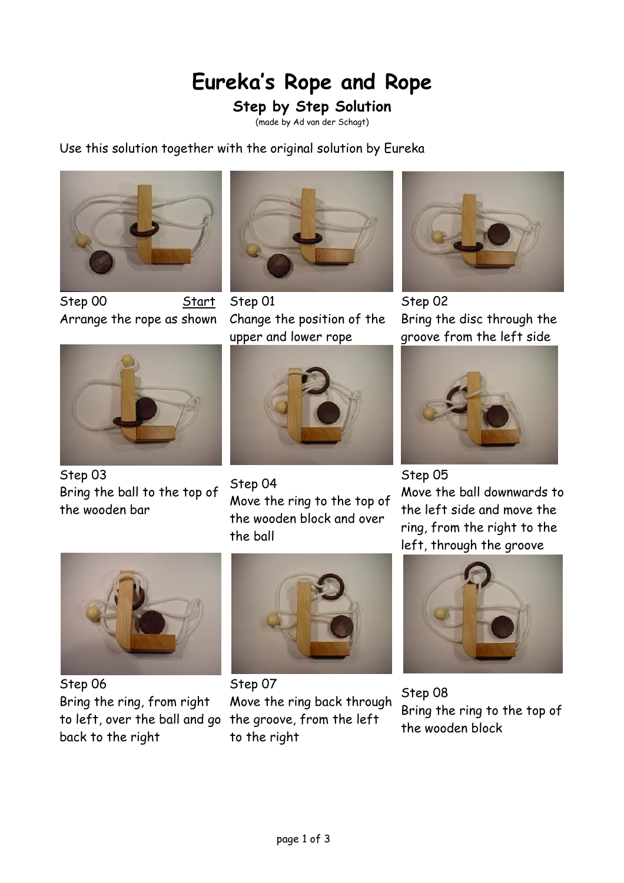# Eureka's Rope and Rope

## Step by Step Solution

(made by Ad van der Schagt)

Use this solution together with the original solution by Eureka

Step 00 Start
Arrange the rope as shown

Step 01
Change the position of the upper and lower rope

Step 02
Bring the disc through the groove from the left side

Step 03
Bring the ball to the top of the wooden bar

Step 04
Move the ring to the top of the wooden block and over the ball

Step 05
Move the ball downwards to the left side and move the ring, from the right to the left, through the groove

Step 06
Bring the ring, from right to left, over the ball and go back to the right

Step 07
Move the ring back through the groove, from the left to the right

Step 08
Bring the ring to the top of the wooden block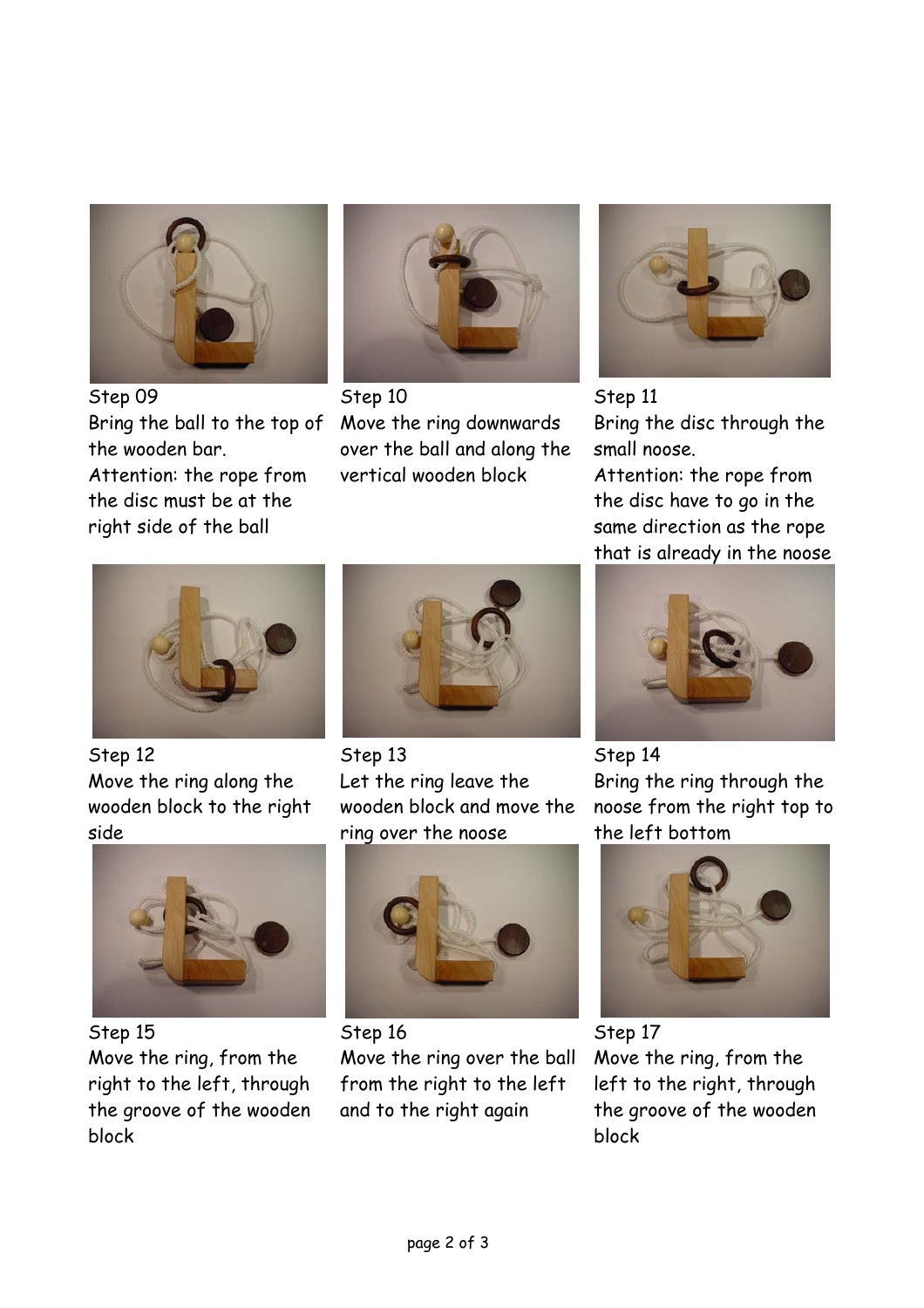Step 09

Bring the ball to the top of the wooden bar.
Attention: the rope from the disc must be at the right side of the ball

Step 10

Move the ring downwards over the ball and along the vertical wooden block

Step 11

Bring the disc through the small noose.
Attention: the rope from the disc have to go in the same direction as the rope that is already in the noose

Step 12

Move the ring along the wooden block to the right side

Step 13

Let the ring leave the wooden block and move the ring over the noose

Step 14

Bring the ring through the noose from the right top to the left bottom

Step 15

Move the ring, from the right to the left, through the groove of the wooden block

Step 16

Move the ring over the ball from the right to the left and to the right again

Step 17

Move the ring, from the left to the right, through the groove of the wooden block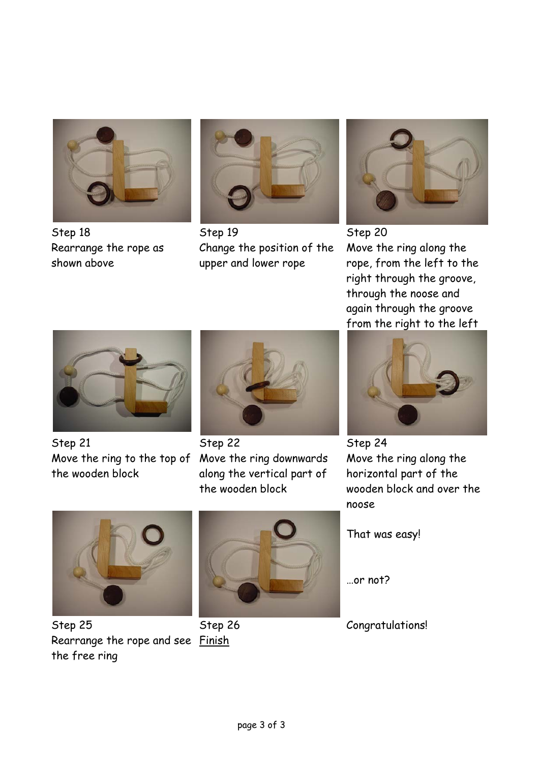Step 18
Rearrange the rope as shown above

Step 19
Change the position of the upper and lower rope

Step 20
Move the ring along the rope, from the left to the right through the groove, through the noose and again through the groove from the right to the left

Step 21
Move the ring to the top of the wooden block

Step 22
Move the ring downwards along the vertical part of the wooden block

Step 24
Move the ring along the horizontal part of the wooden block and over the noose

Step 25
Rearrange the rope and see the free ring

Step 26
Finish

That was easy!

…or not?

Congratulations!